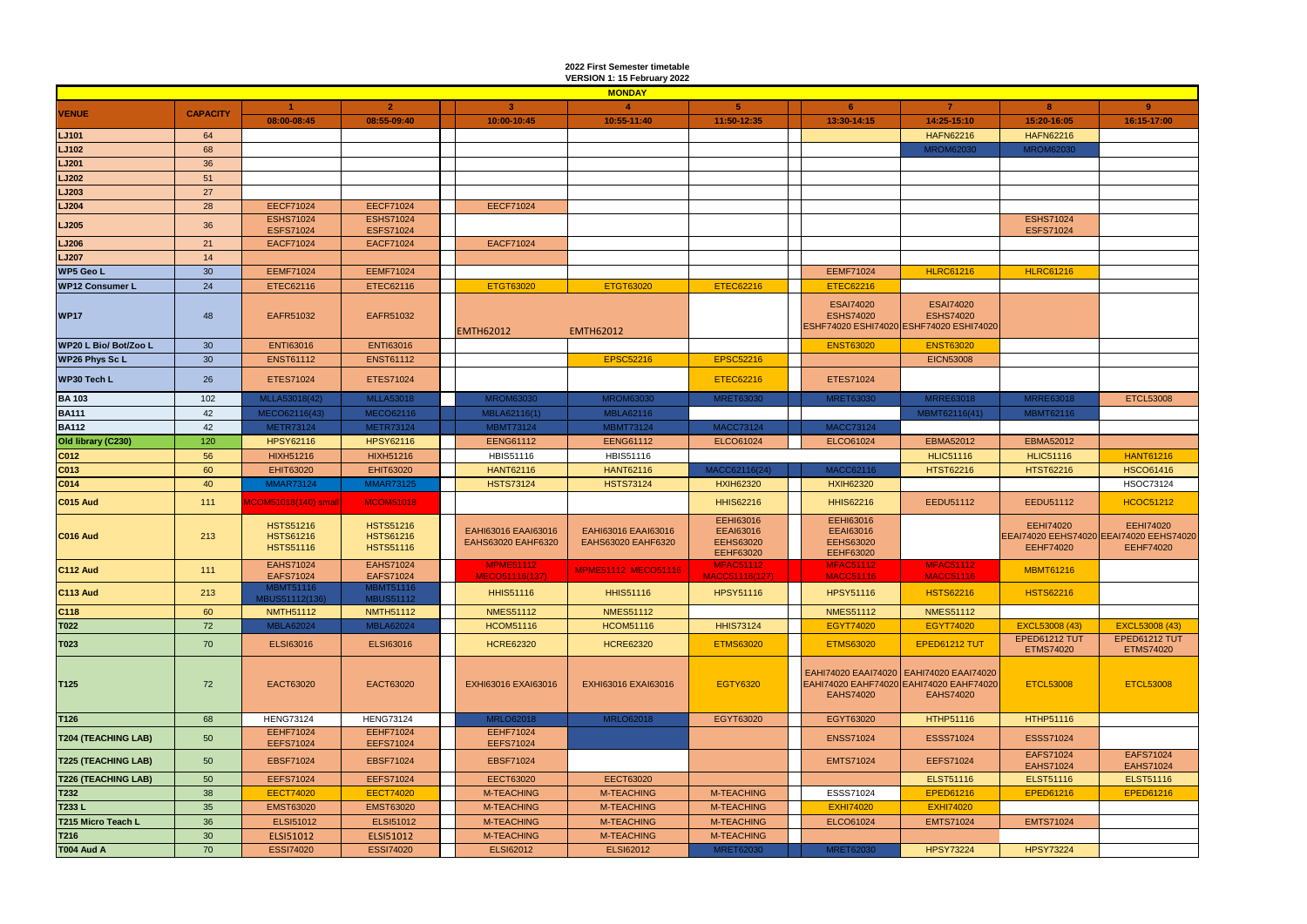# 2022 First Semester timetable

**VERSION 1: 15 February 2022**

| MONDAY | | | | | | | | | | |
|---|---|---|---|---|---|---|---|---|---|---|
| VENUE | CAPACITY | 1 | 2 | 3 | 4 | 5 | 6 | 7 | 8 | 9 |
| | | 08:00-08:45 | 08:55-09:40 | 10:00-10:45 | 10:55-11:40 | 11:50-12:35 | 13:30-14:15 | 14:25-15:10 | 15:20-16:05 | 16:15-17:00 |
| LJ101 | 64 | | | | | | | HAFN62216 | HAFN62216 | |
| LJ102 | 68 | | | | | | | MROM62030 | MROM62030 | |
| LJ201 | 36 | | | | | | | | | |
| LJ202 | 51 | | | | | | | | | |
| LJ203 | 27 | | | | | | | | | |
| LJ204 | 28 | EECF71024 | EECF71024 | EECF71024 | | | | | | |
| LJ205 | 36 | ESHS71024 ESFS71024 | ESHS71024 ESFS71024 | | | | | | ESHS71024 ESFS71024 | |
| LJ206 | 21 | EACF71024 | EACF71024 | EACF71024 | | | | | | |
| LJ207 | 14 | | | | | | | | | |
| WP5 Geo L | 30 | EEMF71024 | EEMF71024 | | | | EEMF71024 | HLRC61216 | HLRC61216 | |
| WP12 Consumer L | 24 | ETEC62116 | ETEC62116 | ETGT63020 | ETGT63020 | ETEC62216 | ETEC62216 | | | |
| WP17 | 48 | EAFR51032 | EAFR51032 | EMTH62012 | EMTH62012 | | ESAI74020 ESHS74020 ESHF74020 ESHI74020 | ESAI74020 ESHS74020 ESHF74020 ESHI74020 | | |
| WP20 L Bio/ Bot/Zoo L | 30 | ENTI63016 | ENTI63016 | | | | ENST63020 | ENST63020 | | |
| WP26 Phys Sc L | 30 | ENST61112 | ENST61112 | | EPSC52216 | EPSC52216 | | EICN53008 | | |
| WP30 Tech L | 26 | ETES71024 | ETES71024 | | | ETEC62216 | ETES71024 | | | |
| BA 103 | 102 | MLLA53018(42) | MLLA53018 | MROM63030 | MROM63030 | MRET63030 | MRET63030 | MRRE63018 | MRRE63018 | ETCL53008 |
| BA111 | 42 | MECO62116(43) | MECO62116 | MBLA62116(1) | MBLA62116 | | | MBMT62116(41) | MBMT62116 | |
| BA112 | 42 | METR73124 | METR73124 | MBMT73124 | MBMT73124 | MACC73124 | MACC73124 | | | |
| Old library (C230) | 120 | HPSY62116 | HPSY62116 | EENG61112 | EENG61112 | ELCO61024 | ELCO61024 | EBMA52012 | EBMA52012 | |
| C012 | 56 | HIXH51216 | HIXH51216 | HBIS51116 | HBIS51116 | | | HLIC51116 | HLIC51116 | HANT61216 |
| C013 | 60 | EHIT63020 | EHIT63020 | HANT62116 | HANT62116 | MACC62116(24) | MACC62116 | HTST62216 | HTST62216 | HSCO61416 |
| C014 | 40 | MMAR73124 | MMAR73125 | HSTS73124 | HSTS73124 | HXIH62320 | HXIH62320 | | | HSOC73124 |
| C015 Aud | 111 | MCOM51018(140) small | MCOM51018 | | | HHIS62216 | HHIS62216 | EEDU51112 | EEDU51112 | HCOC51212 |
| C016 Aud | 213 | HSTS51216 HSTS61216 HSTS51116 | HSTS51216 HSTS61216 HSTS51116 | EAHI63016 EAAI63016 EAHS63020 EAHF6320 | EAHI63016 EAAI63016 EAHS63020 EAHF6320 | EEHI63016 EEAI63016 EEHS63020 EEHF63020 | EEHI63016 EEAI63016 EEHS63020 EEHF63020 | | EEHI74020 EEAI74020 EEHS74020 EEHF74020 | EEHI74020 EEAI74020 EEHS74020 EEHF74020 |
| C112 Aud | 111 | EAHS71024 EAFS71024 | EAHS71024 EAFS71024 | MPME51112 MECO51116(127) | MPME51112 MECO51116 | MFAC51112 MACC51116(127) | MFAC51112 MACC51116 | MFAC51112 MACC51116 | MBMT61216 | |
| C113 Aud | 213 | MBMT51116 MBUS51112(136) | MBMT51116 MBUS51112 | HHIS51116 | HHIS51116 | HPSY51116 | HPSY51116 | HSTS62216 | HSTS62216 | |
| C118 | 60 | NMTH51112 | NMTH51112 | NMES51112 | NMES51112 | | NMES51112 | NMES51112 | | |
| T022 | 72 | MBLA62024 | MBLA62024 | HCOM51116 | HCOM51116 | HHIS73124 | EGYT74020 | EGYT74020 | EXCL53008 (43) | EXCL53008 (43) |
| T023 | 70 | ELSI63016 | ELSI63016 | HCRE62320 | HCRE62320 | ETMS63020 | ETMS63020 | EPED61212 TUT | EPED61212 TUT ETMS74020 | EPED61212 TUT ETMS74020 |
| T125 | 72 | EACT63020 | EACT63020 | EXHI63016 EXAI63016 | EXHI63016 EXAI63016 | EGTY6320 | EAHI74020 EAAI74020 EAHI74020 EAHF74020 EAHS74020 | EAHI74020 EAAI74020 EAHI74020 EAHF74020 EAHS74020 | ETCL53008 | ETCL53008 |
| T126 | 68 | HENG73124 | HENG73124 | MRLO62018 | MRLO62018 | EGYT63020 | EGYT63020 | HTHP51116 | HTHP51116 | |
| T204 (TEACHING LAB) | 50 | EEHF71024 EEFS71024 | EEHF71024 EEFS71024 | EEHF71024 EEFS71024 | | | ENSS71024 | ESSS71024 | ESSS71024 | |
| T225 (TEACHING LAB) | 50 | EBSF71024 | EBSF71024 | EBSF71024 | | | EMTS71024 | EEFS71024 | EAFS71024 EAHS71024 | EAFS71024 EAHS71024 |
| T226 (TEACHING LAB) | 50 | EEFS71024 | EEFS71024 | EECT63020 | EECT63020 | | | ELST51116 | ELST51116 | ELST51116 |
| T232 | 38 | EECT74020 | EECT74020 | M-TEACHING | M-TEACHING | M-TEACHING | ESSS71024 | EPED61216 | EPED61216 | EPED61216 |
| T233 L | 35 | EMST63020 | EMST63020 | M-TEACHING | M-TEACHING | M-TEACHING | EXHI74020 | EXHI74020 | | |
| T215 Micro Teach L | 36 | ELSI51012 | ELSI51012 | M-TEACHING | M-TEACHING | M-TEACHING | ELCO61024 | EMTS71024 | EMTS71024 | |
| T216 | 30 | ELSI51012 | ELSI51012 | M-TEACHING | M-TEACHING | M-TEACHING | | | | |
| T004 Aud A | 70 | ESSI74020 | ESSI74020 | ELSI62012 | ELSI62012 | MRET62030 | MRET62030 | HPSY73224 | HPSY73224 | |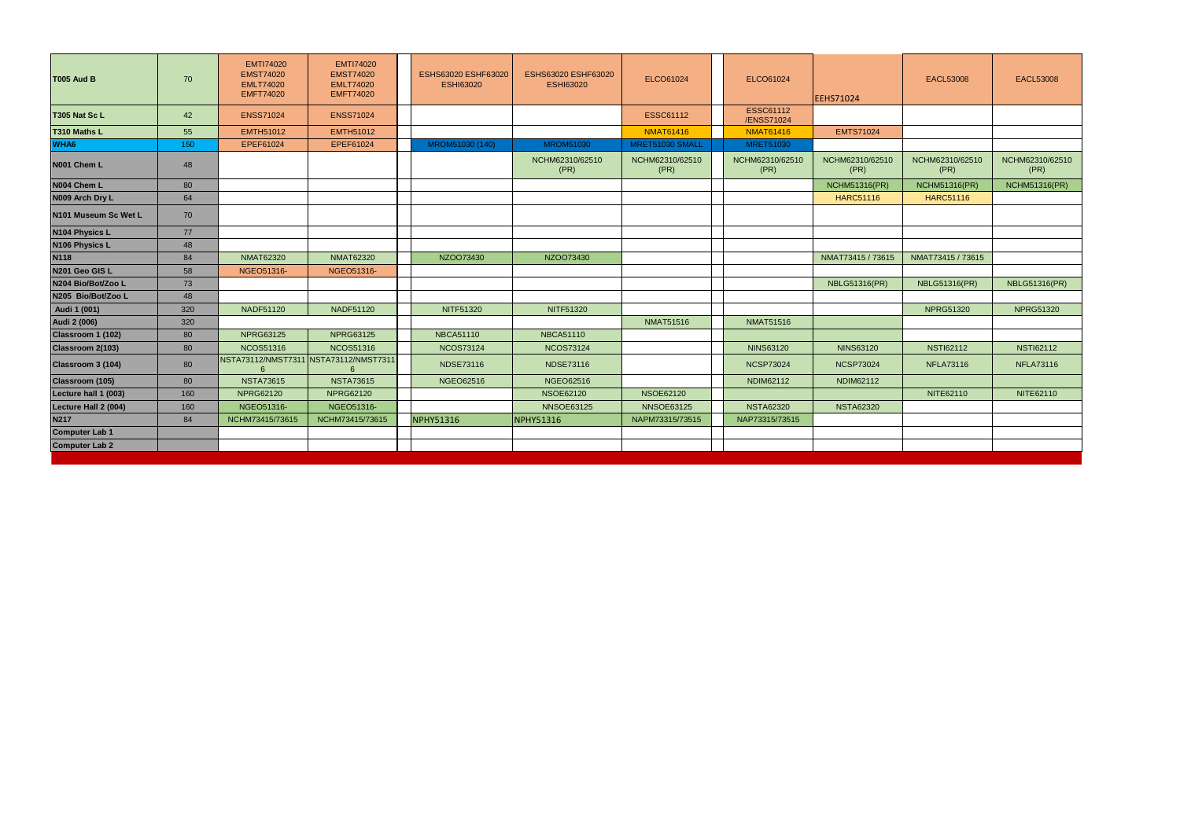| | | | | | | | | | | |
|---|---|---|---|---|---|---|---|---|---|---|
| **T005 Aud B** | 70 | EMTI74020 EMST74020 EMLT74020 EMFT74020 | EMTI74020 EMST74020 EMLT74020 EMFT74020 | ESHS63020 ESHF63020 ESHI63020 | ESHS63020 ESHF63020 ESHI63020 | ELCO61024 | ELCO61024 | EEHS71024 | EACL53008 | EACL53008 |
| **T305 Nat Sc L** | 42 | ENSS71024 | ENSS71024 | | | ESSC61112 | ESSC61112 /ENSS71024 | | | |
| **T310 Maths L** | 55 | EMTH51012 | EMTH51012 | | | NMAT61416 | NMAT61416 | EMTS71024 | | |
| **WHA6** | 150 | EPEF61024 | EPEF61024 | MROM51030 (140) | MROM51030 | MRET51030 SMALL | MRET51030 | | | |
| **N001 Chem L** | 48 | | | | NCHM62310/62510 (PR) | NCHM62310/62510 (PR) | NCHM62310/62510 (PR) | NCHM62310/62510 (PR) | NCHM62310/62510 (PR) | NCHM62310/62510 (PR) |
| **N004 Chem L** | 80 | | | | | | | NCHM51316(PR) | NCHM51316(PR) | NCHM51316(PR) |
| **N009 Arch Dry L** | 64 | | | | | | | HARC51116 | HARC51116 | |
| **N101 Museum Sc Wet L** | 70 | | | | | | | | | |
| **N104 Physics L** | 77 | | | | | | | | | |
| **N106 Physics L** | 48 | | | | | | | | | |
| **N118** | 84 | NMAT62320 | NMAT62320 | NZOO73430 | NZOO73430 | | | NMAT73415 / 73615 | NMAT73415 / 73615 | |
| **N201 Geo GIS L** | 58 | NGEO51316- | NGEO51316- | | | | | | | |
| **N204 Bio/Bot/Zoo L** | 73 | | | | | | | NBLG51316(PR) | NBLG51316(PR) | NBLG51316(PR) |
| **N205 Bio/Bot/Zoo L** | 48 | | | | | | | | | |
| **Audi 1 (001)** | 320 | NADF51120 | NADF51120 | NITF51320 | NITF51320 | | | | NPRG51320 | NPRG51320 |
| **Audi 2 (006)** | 320 | | | | | NMAT51516 | NMAT51516 | | | |
| **Classroom 1 (102)** | 80 | NPRG63125 | NPRG63125 | NBCA51110 | NBCA51110 | | | | | |
| **Classroom 2(103)** | 80 | NCOS51316 | NCOS51316 | NCOS73124 | NCOS73124 | | NINS63120 | NINS63120 | NSTI62112 | NSTI62112 |
| **Classroom 3 (104)** | 80 | NSTA73112/NMST73116 | NSTA73112/NMST73116 | NDSE73116 | NDSE73116 | | NCSP73024 | NCSP73024 | NFLA73116 | NFLA73116 |
| **Classroom (105)** | 80 | NSTA73615 | NSTA73615 | NGEO62516 | NGEO62516 | | NDIM62112 | NDIM62112 | | |
| **Lecture hall 1 (003)** | 160 | NPRG62120 | NPRG62120 | | NSOE62120 | NSOE62120 | | | NITE62110 | NITE62110 |
| **Lecture Hall 2 (004)** | 160 | NGEO51316- | NGEO51316- | | NNSOE63125 | NNSOE63125 | NSTA62320 | NSTA62320 | | |
| **N217** | 84 | NCHM73415/73615 | NCHM73415/73615 | NPHY51316 | NPHY51316 | NAPM73315/73515 | NAP73315/73515 | | | |
| **Computer Lab 1** | | | | | | | | | | |
| **Computer Lab 2** | | | | | | | | | | |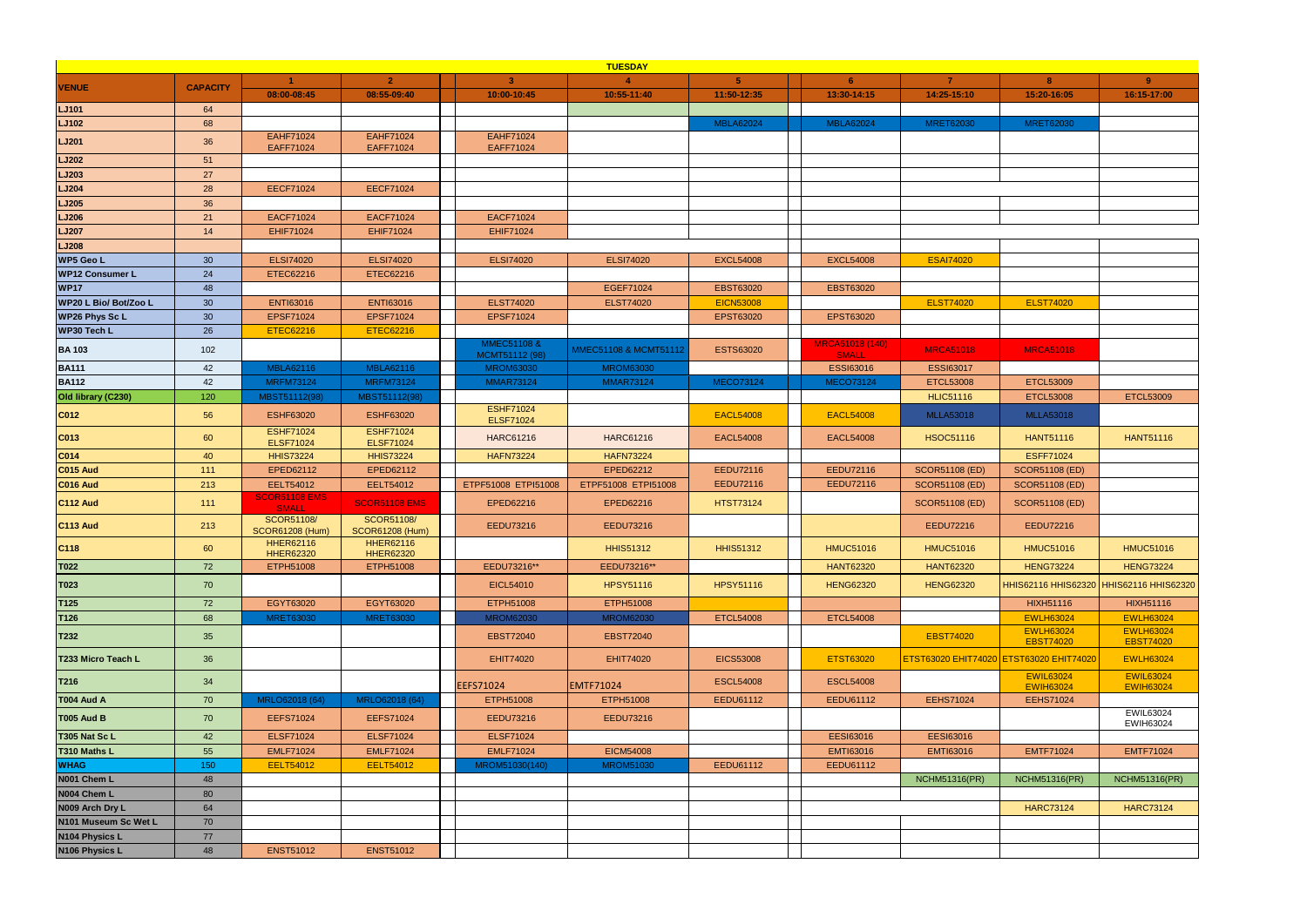# TUESDAY

| VENUE | CAPACITY | 1<br>08:00-08:45 | 2<br>08:55-09:40 | 3<br>10:00-10:45 | 4<br>10:55-11:40 | 5<br>11:50-12:35 | 6<br>13:30-14:15 | 7<br>14:25-15:10 | 8<br>15:20-16:05 | 9<br>16:15-17:00 |
|---|---|---|---|---|---|---|---|---|---|---|
| LJ101 | 64 | | | | | | | | | |
| LJ102 | 68 | | | | | MBLA62024 | MBLA62024 | MRET62030 | MRET62030 | |
| LJ201 | 36 | EAHF71024 EAFF71024 | EAHF71024 EAFF71024 | EAHF71024 EAFF71024 | | | | | | |
| LJ202 | 51 | | | | | | | | | |
| LJ203 | 27 | | | | | | | | | |
| LJ204 | 28 | EECF71024 | EECF71024 | | | | | | | |
| LJ205 | 36 | | | | | | | | | |
| LJ206 | 21 | EACF71024 | EACF71024 | EACF71024 | | | | | | |
| LJ207 | 14 | EHIF71024 | EHIF71024 | EHIF71024 | | | | | | |
| LJ208 | | | | | | | | | | |
| WP5 Geo L | 30 | ELSI74020 | ELSI74020 | ELSI74020 | ELSI74020 | EXCL54008 | EXCL54008 | ESAI74020 | | |
| WP12 Consumer L | 24 | ETEC62216 | ETEC62216 | | | | | | | |
| WP17 | 48 | | | | EGEF71024 | EBST63020 | EBST63020 | | | |
| WP20 L Bio/ Bot/Zoo L | 30 | ENTI63016 | ENTI63016 | ELST74020 | ELST74020 | EICN53008 | | ELST74020 | ELST74020 | |
| WP26 Phys Sc L | 30 | EPSF71024 | EPSF71024 | EPSF71024 | | EPST63020 | EPST63020 | | | |
| WP30 Tech L | 26 | ETEC62216 | ETEC62216 | | | | | | | |
| BA 103 | 102 | | | MMEC51108 & MCMT51112 (98) | MMEC51108 & MCMT51112 | ESTS63020 | MRCA51018 (140) SMALL | MRCA51018 | MRCA51018 | |
| BA111 | 42 | MBLA62116 | MBLA62116 | MROM63030 | MROM63030 | | ESSI63016 | ESSI63017 | | |
| BA112 | 42 | MRFM73124 | MRFM73124 | MMAR73124 | MMAR73124 | MECO73124 | MECO73124 | ETCL53008 | ETCL53009 | |
| Old library (C230) | 120 | MBST51112(98) | MBST51112(98) | | | | | HLIC51116 | ETCL53008 | ETCL53009 |
| C012 | 56 | ESHF63020 | ESHF63020 | ESHF71024 ELSF71024 | | EACL54008 | EACL54008 | MLLA53018 | MLLA53018 | |
| C013 | 60 | ESHF71024 ELSF71024 | ESHF71024 ELSF71024 | HARC61216 | HARC61216 | EACL54008 | EACL54008 | HSOC51116 | HANT51116 | HANT51116 |
| C014 | 40 | HHIS73224 | HHIS73224 | HAFN73224 | HAFN73224 | | | | ESFF71024 | |
| C015 Aud | 111 | EPED62112 | EPED62112 | | EPED62212 | EEDU72116 | EEDU72116 | SCOR51108 (ED) | SCOR51108 (ED) | |
| C016 Aud | 213 | EELT54012 | EELT54012 | ETPF51008 ETPI51008 | ETPF51008 ETPI51008 | EEDU72116 | EEDU72116 | SCOR51108 (ED) | SCOR51108 (ED) | |
| C112 Aud | 111 | SCOR51108 EMS SMALL | SCOR51108 EMS | EPED62216 | EPED62216 | HTST73124 | | SCOR51108 (ED) | SCOR51108 (ED) | |
| C113 Aud | 213 | SCOR51108/ SCOR61208 (Hum) | SCOR51108/ SCOR61208 (Hum) | EEDU73216 | EEDU73216 | | | EEDU72216 | EEDU72216 | |
| C118 | 60 | HHER62116 HHER62320 | HHER62116 HHER62320 | | HHIS51312 | HHIS51312 | HMUC51016 | HMUC51016 | HMUC51016 | HMUC51016 |
| T022 | 72 | ETPH51008 | ETPH51008 | EEDU73216** | EEDU73216** | | HANT62320 | HANT62320 | HENG73224 | HENG73224 |
| T023 | 70 | | | EICL54010 | HPSY51116 | HPSY51116 | HENG62320 | HENG62320 | HHIS62116 HHIS62320 | HHIS62116 HHIS62320 |
| T125 | 72 | EGYT63020 | EGYT63020 | ETPH51008 | ETPH51008 | | | | HIXH51116 | HIXH51116 |
| T126 | 68 | MRET63030 | MRET63030 | MROM62030 | MROM62030 | ETCL54008 | ETCL54008 | | EWLH63024 | EWLH63024 |
| T232 | 35 | | | EBST72040 | EBST72040 | | | EBST74020 | EWLH63024 EBST74020 | EWLH63024 EBST74020 |
| T233 Micro Teach L | 36 | | | EHIT74020 | EHIT74020 | EICS53008 | ETST63020 | ETST63020 EHIT74020 | ETST63020 EHIT74020 | EWLH63024 |
| T216 | 34 | | | EEFS71024 | EMTF71024 | ESCL54008 | ESCL54008 | | EWIL63024 EWIH63024 | EWIL63024 EWIH63024 |
| T004 Aud A | 70 | MRLO62018 (64) | MRLO62018 (64) | ETPH51008 | ETPH51008 | EEDU61112 | EEDU61112 | EEHS71024 | EEHS71024 | |
| T005 Aud B | 70 | EEFS71024 | EEFS71024 | EEDU73216 | EEDU73216 | | | | | EWIL63024 EWIH63024 |
| T305 Nat Sc L | 42 | ELSF71024 | ELSF71024 | ELSF71024 | | | EESI63016 | EESI63016 | | |
| T310 Maths L | 55 | EMLF71024 | EMLF71024 | EMLF71024 | EICM54008 | | EMTI63016 | EMTI63016 | EMTF71024 | EMTF71024 |
| WHAG | 150 | EELT54012 | EELT54012 | MROM51030(140) | MROM51030 | EEDU61112 | EEDU61112 | | | |
| N001 Chem L | 48 | | | | | | | NCHM51316(PR) | NCHM51316(PR) | NCHM51316(PR) |
| N004 Chem L | 80 | | | | | | | | | |
| N009 Arch Dry L | 64 | | | | | | | | HARC73124 | HARC73124 |
| N101 Museum Sc Wet L | 70 | | | | | | | | | |
| N104 Physics L | 77 | | | | | | | | | |
| N106 Physics L | 48 | ENST51012 | ENST51012 | | | | | | | |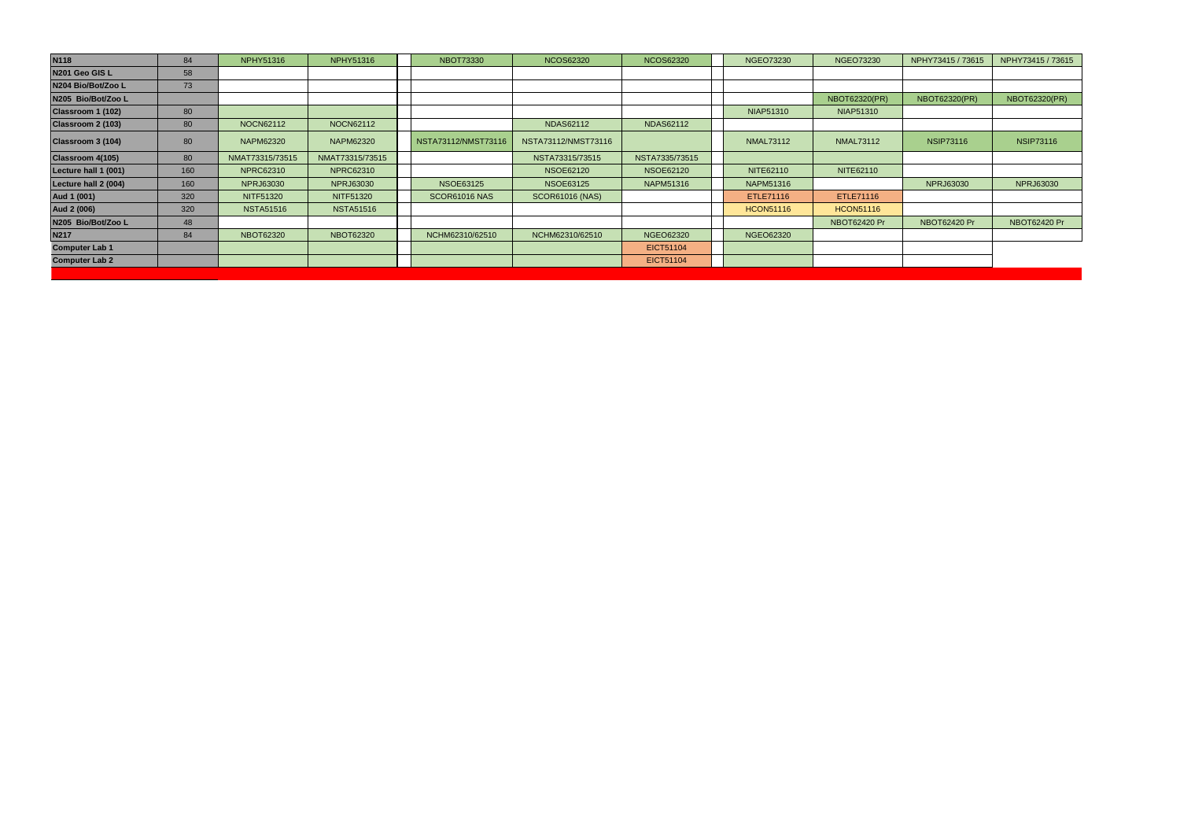| | | | | | | | | | | |
|---|---|---|---|---|---|---|---|---|---|---|
| **N118** | 84 | NPHY51316 | NPHY51316 | NBOT73330 | NCOS62320 | NCOS62320 | NGEO73230 | NGEO73230 | NPHY73415 / 73615 | NPHY73415 / 73615 |
| **N201 Geo GIS L** | 58 | | | | | | | | | |
| **N204 Bio/Bot/Zoo L** | 73 | | | | | | | | | |
| **N205 Bio/Bot/Zoo L** | | | | | | | | NBOT62320(PR) | NBOT62320(PR) | NBOT62320(PR) |
| **Classroom 1 (102)** | 80 | | | | | | NIAP51310 | NIAP51310 | | |
| **Classroom 2 (103)** | 80 | NOCN62112 | NOCN62112 | | NDAS62112 | NDAS62112 | | | | |
| **Classroom 3 (104)** | 80 | NAPM62320 | NAPM62320 | NSTA73112/NMST73116 | NSTA73112/NMST73116 | | NMAL73112 | NMAL73112 | NSIP73116 | NSIP73116 |
| **Classroom 4(105)** | 80 | NMAT73315/73515 | NMAT73315/73515 | | NSTA73315/73515 | NSTA7335/73515 | | | | |
| **Lecture hall 1 (001)** | 160 | NPRC62310 | NPRC62310 | | NSOE62120 | NSOE62120 | NITE62110 | NITE62110 | | |
| **Lecture hall 2 (004)** | 160 | NPRJ63030 | NPRJ63030 | NSOE63125 | NSOE63125 | NAPM51316 | NAPM51316 | | NPRJ63030 | NPRJ63030 |
| **Aud 1 (001)** | 320 | NITF51320 | NITF51320 | SCOR61016 NAS | SCOR61016 (NAS) | | ETLE71116 | ETLE71116 | | |
| **Aud 2 (006)** | 320 | NSTA51516 | NSTA51516 | | | | HCON51116 | HCON51116 | | |
| **N205 Bio/Bot/Zoo L** | 48 | | | | | | | NBOT62420 Pr | NBOT62420 Pr | NBOT62420 Pr |
| **N217** | 84 | NBOT62320 | NBOT62320 | NCHM62310/62510 | NCHM62310/62510 | NGEO62320 | NGEO62320 | | | |
| **Computer Lab 1** | | | | | | EICT51104 | | | | |
| **Computer Lab 2** | | | | | | EICT51104 | | | | |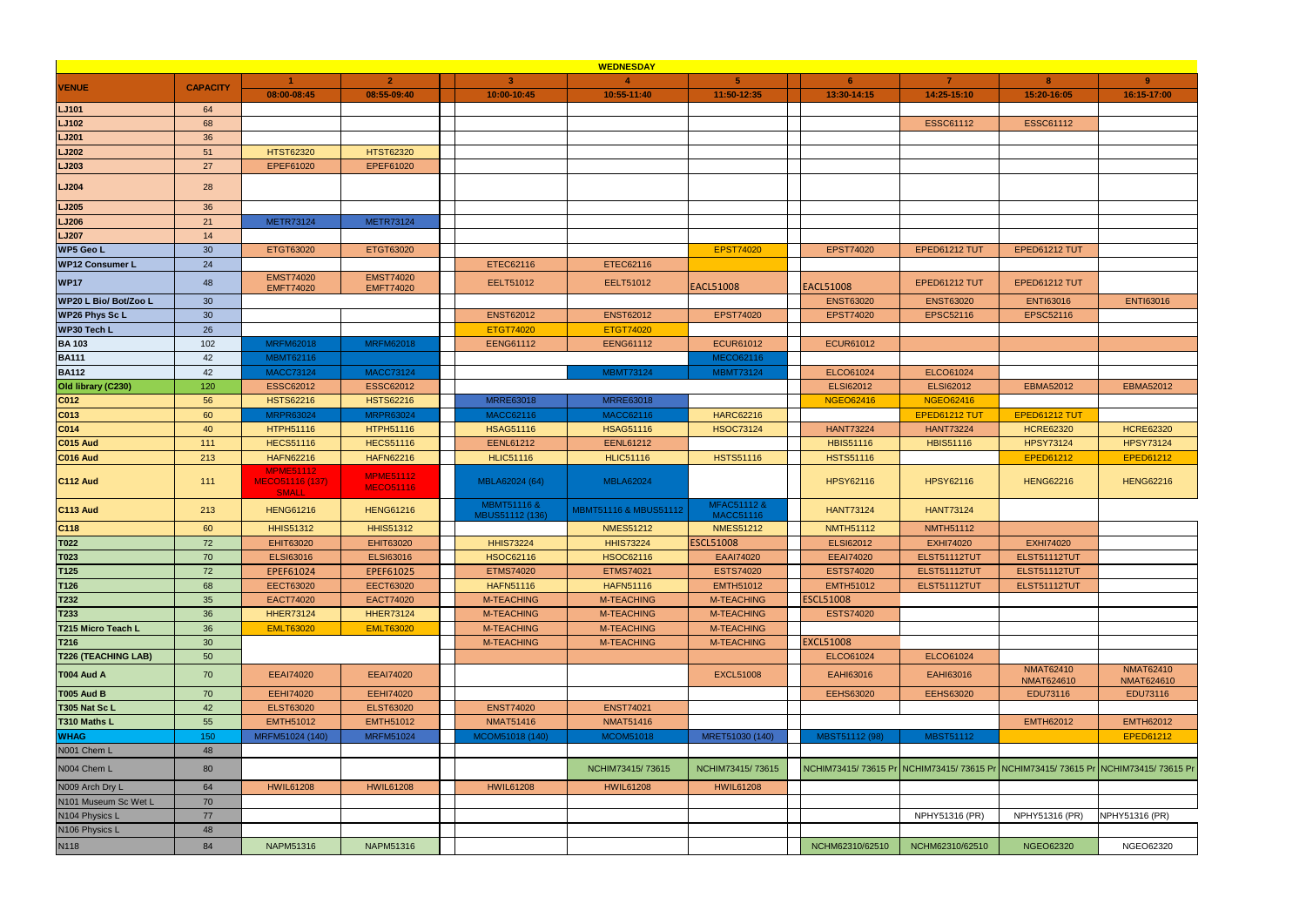| WEDNESDAY | | | | | | | | | | | |
|---|---|---|---|---|---|---|---|---|---|---|---|
| VENUE | CAPACITY | 1 | 2 | 3 | 4 | 5 | 6 | 7 | 8 | 9 |
| | | 08:00-08:45 | 08:55-09:40 | 10:00-10:45 | 10:55-11:40 | 11:50-12:35 | 13:30-14:15 | 14:25-15:10 | 15:20-16:05 | 16:15-17:00 |
| LJ101 | 64 | | | | | | | | | |
| LJ102 | 68 | | | | | | | ESSC61112 | ESSC61112 | |
| LJ201 | 36 | | | | | | | | | |
| LJ202 | 51 | HTST62320 | HTST62320 | | | | | | | |
| LJ203 | 27 | EPEF61020 | EPEF61020 | | | | | | | |
| LJ204 | 28 | | | | | | | | | |
| LJ205 | 36 | | | | | | | | | |
| LJ206 | 21 | METR73124 | METR73124 | | | | | | | |
| LJ207 | 14 | | | | | | | | | |
| WP5 Geo L | 30 | ETGT63020 | ETGT63020 | | | EPST74020 | EPST74020 | EPED61212 TUT | EPED61212 TUT | |
| WP12 Consumer L | 24 | | | ETEC62116 | ETEC62116 | | | | | |
| WP17 | 48 | EMST74020 EMFT74020 | EMST74020 EMFT74020 | EELT51012 | EELT51012 | EACL51008 | EACL51008 | EPED61212 TUT | EPED61212 TUT | |
| WP20 L Bio/ Bot/Zoo L | 30 | | | | | | ENST63020 | ENST63020 | ENTI63016 | ENTI63016 |
| WP26 Phys Sc L | 30 | | | ENST62012 | ENST62012 | EPST74020 | EPST74020 | EPSC52116 | EPSC52116 | |
| WP30 Tech L | 26 | | | ETGT74020 | ETGT74020 | | | | | |
| BA 103 | 102 | MRFM62018 | MRFM62018 | EENG61112 | EENG61112 | ECUR61012 | ECUR61012 | | | |
| BA111 | 42 | MBMT62116 | | | | MECO62116 | | | | |
| BA112 | 42 | MACC73124 | MACC73124 | | MBMT73124 | MBMT73124 | ELCO61024 | ELCO61024 | | |
| Old library (C230) | 120 | ESSC62012 | ESSC62012 | | | | ELSI62012 | ELSI62012 | EBMA52012 | EBMA52012 |
| C012 | 56 | HSTS62216 | HSTS62216 | MRRE63018 | MRRE63018 | | NGEO62416 | NGEO62416 | | |
| C013 | 60 | MRPR63024 | MRPR63024 | MACC62116 | MACC62116 | HARC62216 | | EPED61212 TUT | EPED61212 TUT | |
| C014 | 40 | HTPH51116 | HTPH51116 | HSAG51116 | HSAG51116 | HSOC73124 | HANT73224 | HANT73224 | HCRE62320 | HCRE62320 |
| C015 Aud | 111 | HECS51116 | HECS51116 | EENL61212 | EENL61212 | | HBIS51116 | HBIS51116 | HPSY73124 | HPSY73124 |
| C016 Aud | 213 | HAFN62216 | HAFN62216 | HLIC51116 | HLIC51116 | HSTS51116 | HSTS51116 | | EPED61212 | EPED61212 |
| C112 Aud | 111 | MPME51112 MECO51116 (137) SMALL | MPME51112 MECO51116 | MBLA62024 (64) | MBLA62024 | | HPSY62116 | HPSY62116 | HENG62216 | HENG62216 |
| C113 Aud | 213 | HENG61216 | HENG61216 | MBMT51116 & MBUS51112 (136) | MBMT51116 & MBUS51112 | MFAC51112 & MACC51116 | HANT73124 | HANT73124 | | |
| C118 | 60 | HHIS51312 | HHIS51312 | | NMES51212 | NMES51212 | NMTH51112 | NMTH51112 | | |
| T022 | 72 | EHIT63020 | EHIT63020 | HHIS73224 | HHIS73224 | ESCL51008 | ELSI62012 | EXHI74020 | EXHI74020 | |
| T023 | 70 | ELSI63016 | ELSI63016 | HSOC62116 | HSOC62116 | EAAI74020 | EEAI74020 | ELST51112TUT | ELST51112TUT | |
| T125 | 72 | EPEF61024 | EPEF61025 | ETMS74020 | ETMS74021 | ESTS74020 | ESTS74020 | ELST51112TUT | ELST51112TUT | |
| T126 | 68 | EECT63020 | EECT63020 | HAFN51116 | HAFN51116 | EMTH51012 | EMTH51012 | ELST51112TUT | ELST51112TUT | |
| T232 | 35 | EACT74020 | EACT74020 | M-TEACHING | M-TEACHING | M-TEACHING | ESCL51008 | | | |
| T233 | 36 | HHER73124 | HHER73124 | M-TEACHING | M-TEACHING | M-TEACHING | ESTS74020 | | | |
| T215 Micro Teach L | 36 | EMLT63020 | EMLT63020 | M-TEACHING | M-TEACHING | M-TEACHING | | | | |
| T216 | 30 | | | M-TEACHING | M-TEACHING | M-TEACHING | EXCL51008 | | | |
| T226 (TEACHING LAB) | 50 | | | | | | ELCO61024 | ELCO61024 | | |
| T004 Aud A | 70 | EEAI74020 | EEAI74020 | | | EXCL51008 | EAHI63016 | EAHI63016 | NMAT62410 NMAT624610 | NMAT62410 NMAT624610 |
| T005 Aud B | 70 | EEHI74020 | EEHI74020 | | | | EEHS63020 | EEHS63020 | EDU73116 | EDU73116 |
| T305 Nat Sc L | 42 | ELST63020 | ELST63020 | ENST74020 | ENST74021 | | | | | |
| T310 Maths L | 55 | EMTH51012 | EMTH51012 | NMAT51416 | NMAT51416 | | | | EMTH62012 | EMTH62012 |
| WHAG | 150 | MRFM51024 (140) | MRFM51024 | MCOM51018 (140) | MCOM51018 | MRET51030 (140) | MBST51112 (98) | MBST51112 | | EPED61212 |
| N001 Chem L | 48 | | | | | | | | | |
| N004 Chem L | 80 | | | | NCHIM73415/ 73615 | NCHIM73415/ 73615 | NCHIM73415/ 73615 Pr | NCHIM73415/ 73615 Pr | NCHIM73415/ 73615 Pr | NCHIM73415/ 73615 Pr |
| N009 Arch Dry L | 64 | HWIL61208 | HWIL61208 | HWIL61208 | HWIL61208 | HWIL61208 | | | | |
| N101 Museum Sc Wet L | 70 | | | | | | | | | |
| N104 Physics L | 77 | | | | | | | NPHY51316 (PR) | NPHY51316 (PR) | NPHY51316 (PR) |
| N106 Physics L | 48 | | | | | | | | | |
| N118 | 84 | NAPM51316 | NAPM51316 | | | | NCHM62310/62510 | NCHM62310/62510 | NGEO62320 | NGEO62320 |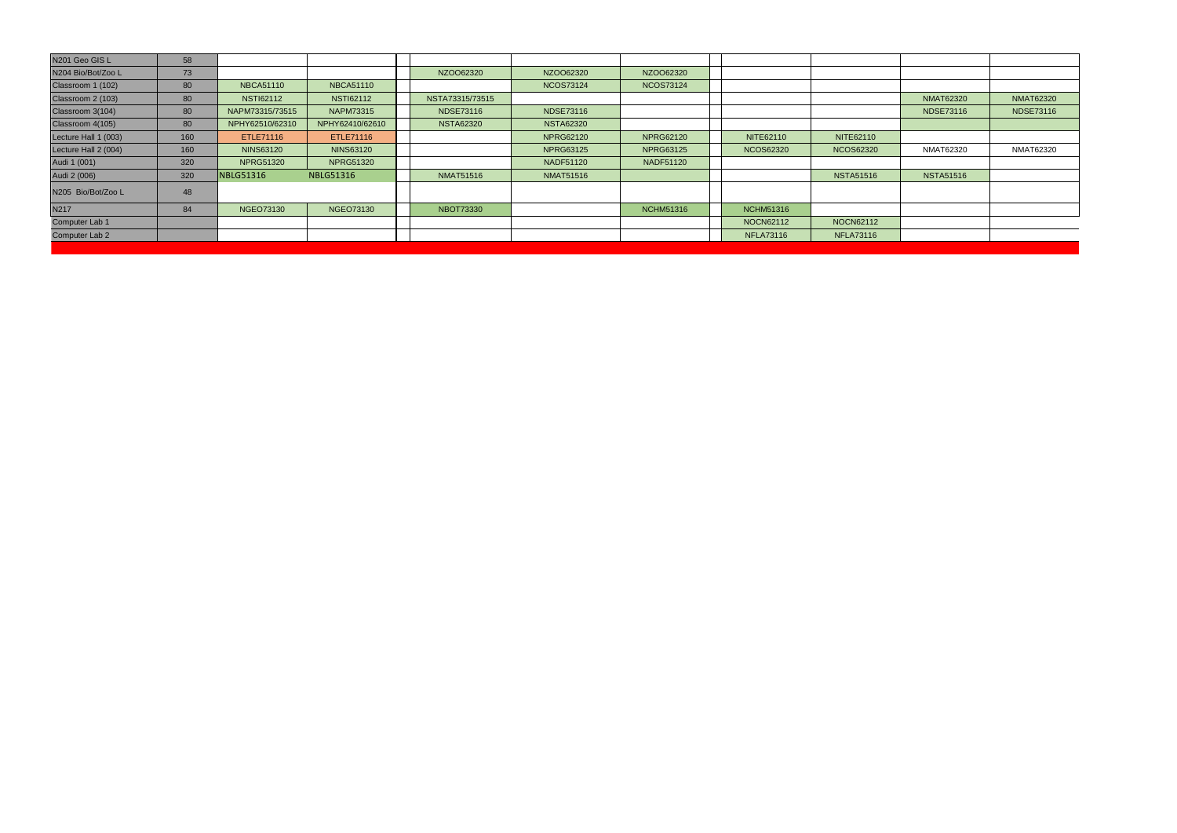| | | | | | | | | | | |
|---|---|---|---|---|---|---|---|---|---|---|
| N201 Geo GIS L | 58 | | | | | | | | | |
| N204 Bio/Bot/Zoo L | 73 | | | NZOO62320 | NZOO62320 | NZOO62320 | | | | |
| Classroom 1 (102) | 80 | NBCA51110 | NBCA51110 | | NCOS73124 | NCOS73124 | | | | |
| Classroom 2 (103) | 80 | NSTI62112 | NSTI62112 | NSTA73315/73515 | | | | | NMAT62320 | NMAT62320 |
| Classroom 3(104) | 80 | NAPM73315/73515 | NAPM73315 | NDSE73116 | NDSE73116 | | | | NDSE73116 | NDSE73116 |
| Classroom 4(105) | 80 | NPHY62510/62310 | NPHY62410/62610 | NSTA62320 | NSTA62320 | | | | | |
| Lecture Hall 1 (003) | 160 | ETLE71116 | ETLE71116 | | NPRG62120 | NPRG62120 | NITE62110 | NITE62110 | | |
| Lecture Hall 2 (004) | 160 | NINS63120 | NINS63120 | | NPRG63125 | NPRG63125 | NCOS62320 | NCOS62320 | NMAT62320 | NMAT62320 |
| Audi 1 (001) | 320 | NPRG51320 | NPRG51320 | | NADF51120 | NADF51120 | | | | |
| Audi 2 (006) | 320 | NBLG51316 | NBLG51316 | NMAT51516 | NMAT51516 | | | NSTA51516 | NSTA51516 | |
| N205 Bio/Bot/Zoo L | 48 | | | | | | | | | |
| N217 | 84 | NGEO73130 | NGEO73130 | NBOT73330 | | NCHM51316 | NCHM51316 | | | |
| Computer Lab 1 | | | | | | | NOCN62112 | NOCN62112 | | |
| Computer Lab 2 | | | | | | | NFLA73116 | NFLA73116 | | |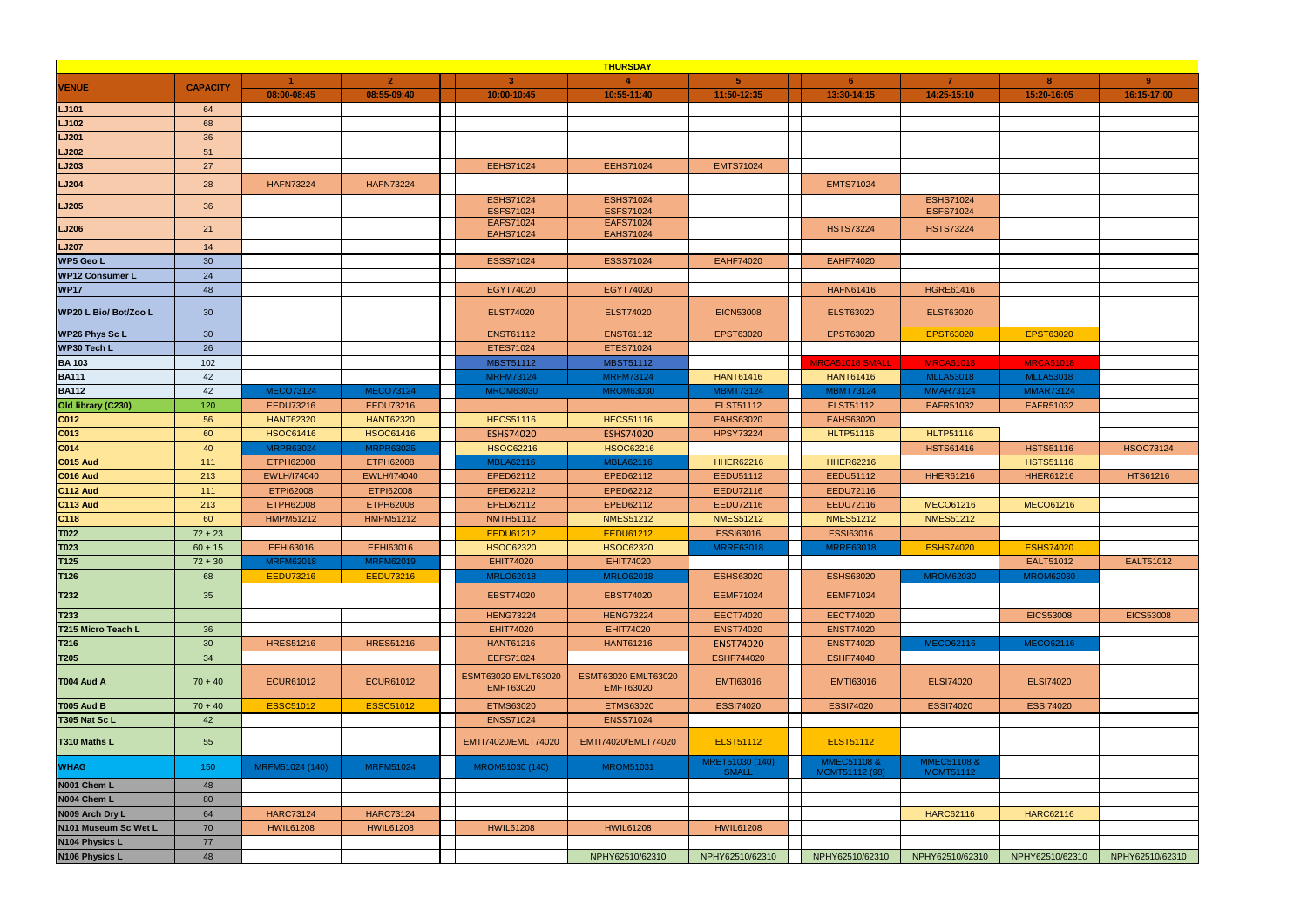**THURSDAY**

| VENUE | CAPACITY | 1<br>08:00-08:45 | 2<br>08:55-09:40 | 3<br>10:00-10:45 | 4<br>10:55-11:40 | 5<br>11:50-12:35 | 6<br>13:30-14:15 | 7<br>14:25-15:10 | 8<br>15:20-16:05 | 9<br>16:15-17:00 |
|---|---|---|---|---|---|---|---|---|---|---|
| LJ101 | 64 | | | | | | | | | |
| LJ102 | 68 | | | | | | | | | |
| LJ201 | 36 | | | | | | | | | |
| LJ202 | 51 | | | | | | | | | |
| LJ203 | 27 | | | EEHS71024 | EEHS71024 | EMTS71024 | | | | |
| LJ204 | 28 | HAFN73224 | HAFN73224 | | | | EMTS71024 | | | |
| LJ205 | 36 | | | ESHS71024 ESFS71024 | ESHS71024 ESFS71024 | | | ESHS71024 ESFS71024 | | |
| LJ206 | 21 | | | EAFS71024 EAHS71024 | EAFS71024 EAHS71024 | | HSTS73224 | HSTS73224 | | |
| LJ207 | 14 | | | | | | | | | |
| WP5 Geo L | 30 | | | ESSS71024 | ESSS71024 | EAHF74020 | EAHF74020 | | | |
| WP12 Consumer L | 24 | | | | | | | | | |
| WP17 | 48 | | | EGYT74020 | EGYT74020 | | HAFN61416 | HGRE61416 | | |
| WP20 L Bio/ Bot/Zoo L | 30 | | | ELST74020 | ELST74020 | EICN53008 | ELST63020 | ELST63020 | | |
| WP26 Phys Sc L | 30 | | | ENST61112 | ENST61112 | EPST63020 | EPST63020 | EPST63020 | EPST63020 | |
| WP30 Tech L | 26 | | | ETES71024 | ETES71024 | | | | | |
| BA 103 | 102 | | | MBST51112 | MBST51112 | | MRCA51018 SMALL | MRCA51018 | MRCA51018 | |
| BA111 | 42 | | | MRFM73124 | MRFM73124 | HANT61416 | HANT61416 | MLLA53018 | MLLA53018 | |
| BA112 | 42 | MECO73124 | MECO73124 | MROM63030 | MROM63030 | MBMT73124 | MBMT73124 | MMAR73124 | MMAR73124 | |
| Old library (C230) | 120 | EEDU73216 | EEDU73216 | | | ELST51112 | ELST51112 | EAFR51032 | EAFR51032 | |
| C012 | 56 | HANT62320 | HANT62320 | HECS51116 | HECS51116 | EAHS63020 | EAHS63020 | | | |
| C013 | 60 | HSOC61416 | HSOC61416 | ESHS74020 | ESHS74020 | HPSY73224 | HLTP51116 | HLTP51116 | | |
| C014 | 40 | MRPR63024 | MRPR63025 | HSOC62216 | HSOC62216 | | | HSTS61416 | HSTS51116 | HSOC73124 |
| C015 Aud | 111 | ETPH62008 | ETPH62008 | MBLA62116 | MBLA62116 | HHER62216 | HHER62216 | | HSTS51116 | |
| C016 Aud | 213 | EWLH/I74040 | EWLH/I74040 | EPED62112 | EPED62112 | EEDU51112 | EEDU51112 | HHER61216 | HHER61216 | HTS61216 |
| C112 Aud | 111 | ETPI62008 | ETPI62008 | EPED62212 | EPED62212 | EEDU72116 | EEDU72116 | | | |
| C113 Aud | 213 | ETPH62008 | ETPH62008 | EPED62112 | EPED62112 | EEDU72116 | EEDU72116 | MECO61216 | MECO61216 | |
| C118 | 60 | HMPM51212 | HMPM51212 | NMTH51112 | NMES51212 | NMES51212 | NMES51212 | NMES51212 | | |
| T022 | 72 + 23 | | | EEDU61212 | EEDU61212 | ESSI63016 | ESSI63016 | | | |
| T023 | 60 + 15 | EEHI63016 | EEHI63016 | HSOC62320 | HSOC62320 | MRRE63018 | MRRE63018 | ESHS74020 | ESHS74020 | |
| T125 | 72 + 30 | MRFM62018 | MRFM62019 | EHIT74020 | EHIT74020 | | | | EALT51012 | EALT51012 |
| T126 | 68 | EEDU73216 | EEDU73216 | MRLO62018 | MRLO62018 | ESHS63020 | ESHS63020 | MROM62030 | MROM62030 | |
| T232 | 35 | | | EBST74020 | EBST74020 | EEMF71024 | EEMF71024 | | | |
| T233 | | | | HENG73224 | HENG73224 | EECT74020 | EECT74020 | | EICS53008 | EICS53008 |
| T215 Micro Teach L | 36 | | | EHIT74020 | EHIT74020 | ENST74020 | ENST74020 | | | |
| T216 | 30 | HRES51216 | HRES51216 | HANT61216 | HANT61216 | ENST74020 | ENST74020 | MECO62116 | MECO62116 | |
| T205 | 34 | | | EEFS71024 | | ESHF744020 | ESHF74040 | | | |
| T004 Aud A | 70 + 40 | ECUR61012 | ECUR61012 | ESMT63020 EMLT63020 EMFT63020 | ESMT63020 EMLT63020 EMFT63020 | EMTI63016 | EMTI63016 | ELSI74020 | ELSI74020 | |
| T005 Aud B | 70 + 40 | ESSC51012 | ESSC51012 | ETMS63020 | ETMS63020 | ESSI74020 | ESSI74020 | ESSI74020 | ESSI74020 | |
| T305 Nat Sc L | 42 | | | ENSS71024 | ENSS71024 | | | | | |
| T310 Maths L | 55 | | | EMTI74020/EMLT74020 | EMTI74020/EMLT74020 | ELST51112 | ELST51112 | | | |
| WHAG | 150 | MRFM51024 (140) | MRFM51024 | MROM51030 (140) | MROM51031 | MRET51030 (140) SMALL | MMEC51108 & MCMT51112 (98) | MMEC51108 & MCMT51112 | | |
| N001 Chem L | 48 | | | | | | | | | |
| N004 Chem L | 80 | | | | | | | | | |
| N009 Arch Dry L | 64 | HARC73124 | HARC73124 | | | | | HARC62116 | HARC62116 | |
| N101 Museum Sc Wet L | 70 | HWIL61208 | HWIL61208 | HWIL61208 | HWIL61208 | HWIL61208 | | | | |
| N104 Physics L | 77 | | | | | | | | | |
| N106 Physics L | 48 | | | | NPHY62510/62310 | NPHY62510/62310 | NPHY62510/62310 | NPHY62510/62310 | NPHY62510/62310 | NPHY62510/62310 |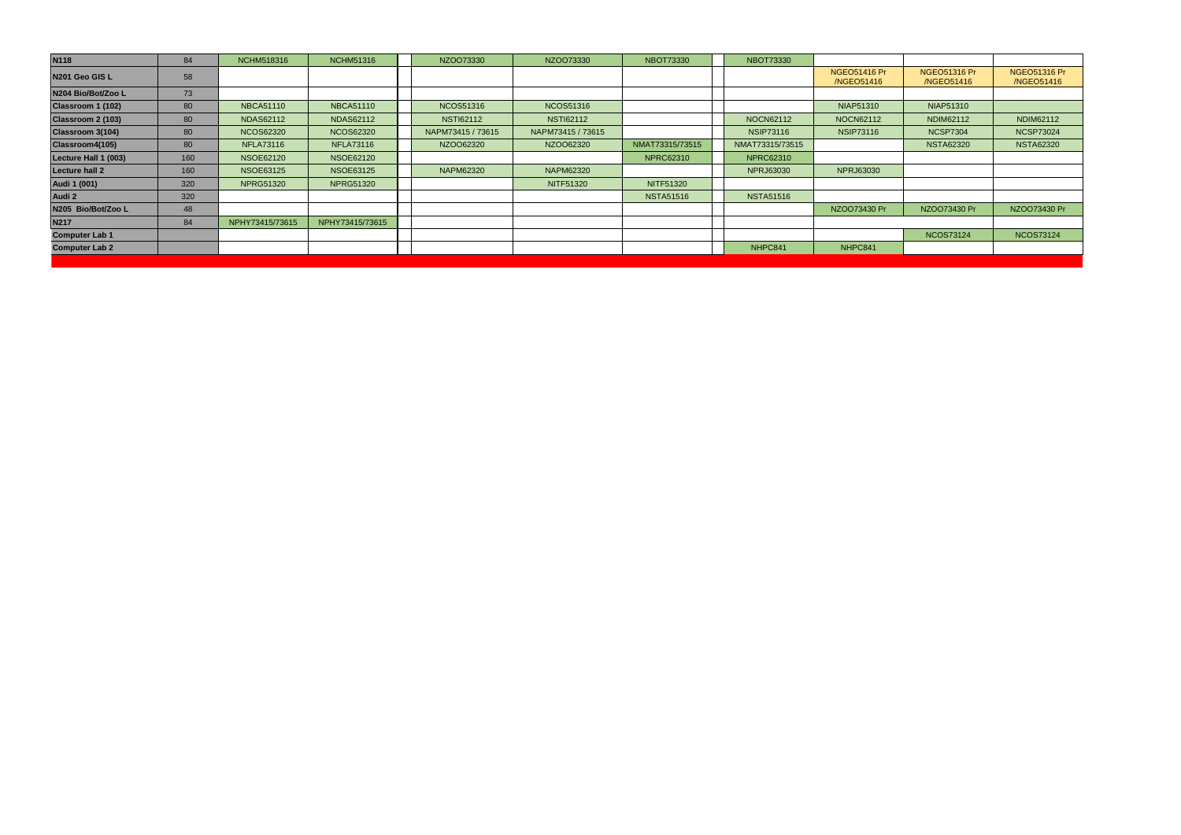| | | | | | | | | | | |
|---|---|---|---|---|---|---|---|---|---|---|
| **N118** | 84 | NCHM518316 | NCHM51316 | NZOO73330 | NZOO73330 | NBOT73330 | NBOT73330 | | | |
| **N201 Geo GIS L** | 58 | | | | | | | NGEO51416 Pr /NGEO51416 | NGEO51316 Pr /NGEO51416 | NGEO51316 Pr /NGEO51416 |
| **N204 Bio/Bot/Zoo L** | 73 | | | | | | | | | |
| **Classroom 1 (102)** | 80 | NBCA51110 | NBCA51110 | NCOS51316 | NCOS51316 | | | NIAP51310 | NIAP51310 | |
| **Classroom 2 (103)** | 80 | NDAS62112 | NDAS62112 | NSTI62112 | NSTI62112 | | NOCN62112 | NOCN62112 | NDIM62112 | NDIM62112 |
| **Classroom 3(104)** | 80 | NCOS62320 | NCOS62320 | NAPM73415 / 73615 | NAPM73415 / 73615 | | NSIP73116 | NSIP73116 | NCSP7304 | NCSP73024 |
| **Classroom4(105)** | 80 | NFLA73116 | NFLA73116 | NZOO62320 | NZOO62320 | NMAT73315/73515 | NMAT73315/73515 | | NSTA62320 | NSTA62320 |
| **Lecture Hall 1 (003)** | 160 | NSOE62120 | NSOE62120 | | | NPRC62310 | NPRC62310 | | | |
| **Lecture hall 2** | 160 | NSOE63125 | NSOE63125 | NAPM62320 | NAPM62320 | | NPRJ63030 | NPRJ63030 | | |
| **Audi 1 (001)** | 320 | NPRG51320 | NPRG51320 | | NITF51320 | NITF51320 | | | | |
| **Audi 2** | 320 | | | | | NSTA51516 | NSTA51516 | | | |
| **N205 Bio/Bot/Zoo L** | 48 | | | | | | | NZOO73430 Pr | NZOO73430 Pr | NZOO73430 Pr |
| **N217** | 84 | NPHY73415/73615 | NPHY73415/73615 | | | | | | | |
| **Computer Lab 1** | | | | | | | | | NCOS73124 | NCOS73124 |
| **Computer Lab 2** | | | | | | | NHPC841 | NHPC841 | | |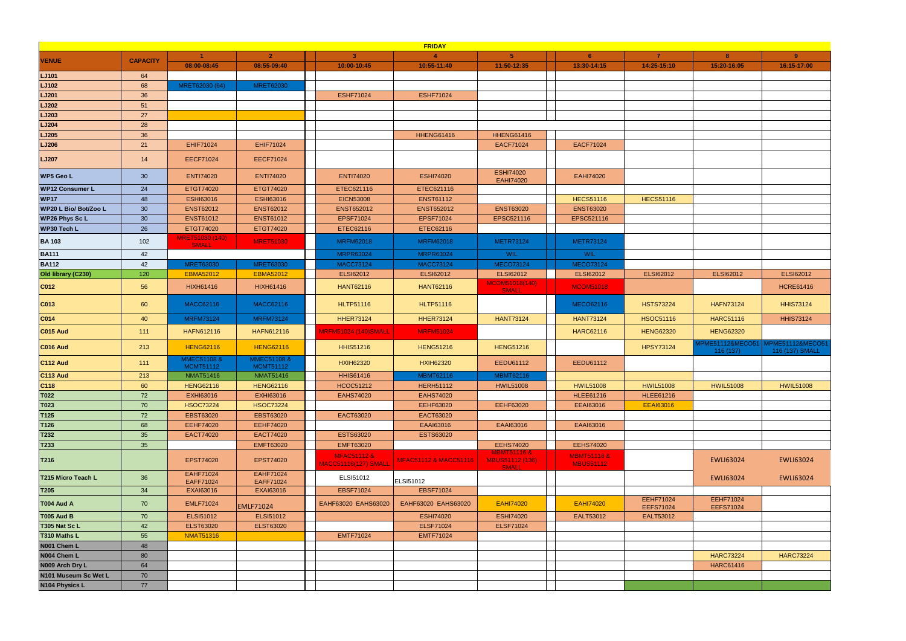| FRIDAY | | | | | | | | | | |
|---|---|---|---|---|---|---|---|---|---|---|
| VENUE | CAPACITY | 1 | 2 | 3 | 4 | 5 | 6 | 7 | 8 | 9 |
| | | 08:00-08:45 | 08:55-09:40 | 10:00-10:45 | 10:55-11:40 | 11:50-12:35 | 13:30-14:15 | 14:25-15:10 | 15:20-16:05 | 16:15-17:00 |
| LJ101 | 64 | | | | | | | | | |
| LJ102 | 68 | MRET62030 (64) | MRET62030 | | | | | | | |
| LJ201 | 36 | | | ESHF71024 | ESHF71024 | | | | | |
| LJ202 | 51 | | | | | | | | | |
| LJ203 | 27 | | | | | | | | | |
| LJ204 | 28 | | | | | | | | | |
| LJ205 | 36 | | | | HHENG61416 | HHENG61416 | | | | |
| LJ206 | 21 | EHIF71024 | EHIF71024 | | | EACF71024 | EACF71024 | | | |
| LJ207 | 14 | EECF71024 | EECF71024 | | | | | | | |
| WP5 Geo L | 30 | ENTI74020 | ENTI74020 | ENTI74020 | ESHI74020 | ESHI74020 EAHI74020 | EAHI74020 | | | |
| WP12 Consumer L | 24 | ETGT74020 | ETGT74020 | ETEC621116 | ETEC621116 | | | | | |
| WP17 | 48 | ESHI63016 | ESHI63016 | EICN53008 | ENST61112 | | HECS51116 | HECS51116 | | |
| WP20 L Bio/ Bot/Zoo L | 30 | ENST62012 | ENST62012 | ENST652012 | ENST652012 | ENST63020 | ENST63020 | | | |
| WP26 Phys Sc L | 30 | ENST61012 | ENST61012 | EPSF71024 | EPSF71024 | EPSC521116 | EPSC521116 | | | |
| WP30 Tech L | 26 | ETGT74020 | ETGT74020 | ETEC62116 | ETEC62116 | | | | | |
| BA 103 | 102 | MRET51030 (140) SMALL | MRET51030 | MRFM62018 | MRFM62018 | METR73124 | METR73124 | | | |
| BA111 | 42 | | | MRPR63024 | MRPR63024 | WIL | WIL | | | |
| BA112 | 42 | MRET63030 | MRET63030 | MACC73124 | MACC73124 | MECO73124 | MECO73124 | | | |
| Old library (C230) | 120 | EBMA52012 | EBMA52012 | ELSI62012 | ELSI62012 | ELSI62012 | ELSI62012 | ELSI62012 | ELSI62012 | ELSI62012 |
| C012 | 56 | HIXH61416 | HIXH61416 | HANT62116 | HANT62116 | MCOM51018(140) SMALL | MCOM51018 | | | HCRE61416 |
| C013 | 60 | MACC62116 | MACC62116 | HLTP51116 | HLTP51116 | | MECO62116 | HSTS73224 | HAFN73124 | HHIS73124 |
| C014 | 40 | MRFM73124 | MRFM73124 | HHER73124 | HHER73124 | HANT73124 | HANT73124 | HSOC51116 | HARC51116 | HHIS73124 |
| C015 Aud | 111 | HAFN612116 | HAFN612116 | MRFM51024 (140)SMALL | MRFM51024 | | HARC62116 | HENG62320 | HENG62320 | |
| C016 Aud | 213 | HENG62116 | HENG62116 | HHIS51216 | HENG51216 | HENG51216 | | HPSY73124 | MPME51112&MECO51116 (137) | MPME51112&MECO51116 (137) SMALL |
| C112 Aud | 111 | MMEC51108 & MCMT51112 | MMEC51108 & MCMT51112 | HXIH62320 | HXIH62320 | EEDU61112 | EEDU61112 | | | |
| C113 Aud | 213 | NMAT51416 | NMAT51416 | HHIS61416 | MBMT62116 | MBMT62116 | | | | |
| C118 | 60 | HENG62116 | HENG62116 | HCOC51212 | HERH51112 | HWIL51008 | HWIL51008 | HWIL51008 | HWIL51008 | HWIL51008 |
| T022 | 72 | EXHI63016 | EXHI63016 | EAHS74020 | EAHS74020 | | HLEE61216 | HLEE61216 | | |
| T023 | 70 | HSOC73224 | HSOC73224 | | EEHF63020 | EEHF63020 | EEAI63016 | EEAI63016 | | |
| T125 | 72 | EBST63020 | EBST63020 | EACT63020 | EACT63020 | | | | | |
| T126 | 68 | EEHF74020 | EEHF74020 | | EAAI63016 | EAAI63016 | EAAI63016 | | | |
| T232 | 35 | EACT74020 | EACT74020 | ESTS63020 | ESTS63020 | | | | | |
| T233 | 35 | | EMFT63020 | EMFT63020 | | EEHS74020 | EEHS74020 | | | |
| T216 | | EPST74020 | EPST74020 | MFAC51112 & MACC51116(127) SMALL | MFAC51112 & MACC51116 | MBMT51116 & MBUS51112 (136) SMALL | MBMT51116 & MBUS51112 | | EWLI63024 | EWLI63024 |
| T215 Micro Teach L | 36 | EAHF71024 EAFF71024 | EAHF71024 EAFF71024 | ELSI51012 | ELSI51012 | | | | EWLI63024 | EWLI63024 |
| T205 | 34 | EXAI63016 | EXAI63016 | EBSF71024 | EBSF71024 | | | | | |
| T004 Aud A | 70 | EMLF71024 | EMLF71024 | EAHF63020 EAHS63020 | EAHF63020 EAHS63020 | EAHI74020 | EAHI74020 | EEHF71024 EEFS71024 | EEHF71024 EEFS71024 | |
| T005 Aud B | 70 | ELSI51012 | ELSI51012 | | ESHI74020 | ESHI74020 | EALT53012 | EALT53012 | | |
| T305 Nat Sc L | 42 | ELST63020 | ELST63020 | | ELSF71024 | ELSF71024 | | | | |
| T310 Maths L | 55 | NMAT51316 | | EMTF71024 | EMTF71024 | | | | | |
| N001 Chem L | 48 | | | | | | | | | |
| N004 Chem L | 80 | | | | | | | | HARC73224 | HARC73224 |
| N009 Arch Dry L | 64 | | | | | | | | HARC61416 | |
| N101 Museum Sc Wet L | 70 | | | | | | | | | |
| N104 Physics L | 77 | | | | | | | | | |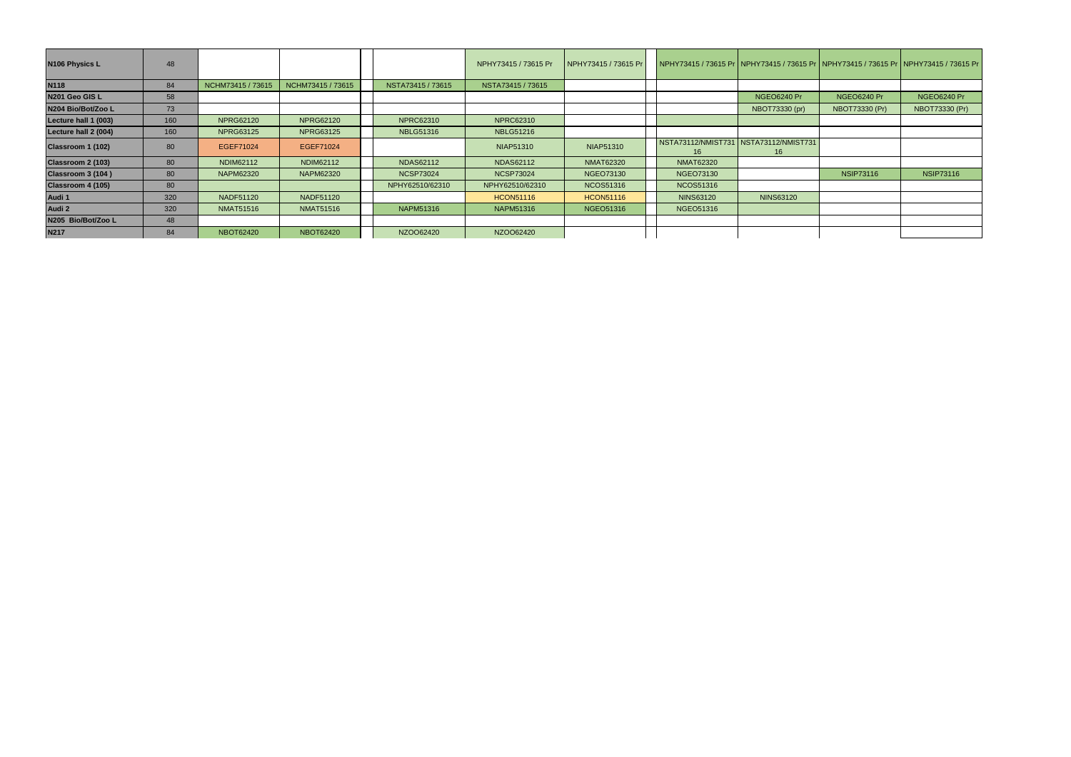| | | | | | | | | | | |
|---|---|---|---|---|---|---|---|---|---|---|
| **N106 Physics L** | 48 | | | | NPHY73415 / 73615 Pr | NPHY73415 / 73615 Pr | NPHY73415 / 73615 Pr | NPHY73415 / 73615 Pr | NPHY73415 / 73615 Pr | NPHY73415 / 73615 Pr |
| **N118** | 84 | NCHM73415 / 73615 | NCHM73415 / 73615 | NSTA73415 / 73615 | NSTA73415 / 73615 | | | | | |
| **N201 Geo GIS L** | 58 | | | | | | | NGEO6240 Pr | NGEO6240 Pr | NGEO6240 Pr |
| **N204 Bio/Bot/Zoo L** | 73 | | | | | | | NBOT73330 (pr) | NBOT73330 (Pr) | NBOT73330 (Pr) |
| **Lecture hall 1 (003)** | 160 | NPRG62120 | NPRG62120 | NPRC62310 | NPRC62310 | | | | | |
| **Lecture hall 2 (004)** | 160 | NPRG63125 | NPRG63125 | NBLG51316 | NBLG51216 | | | | | |
| **Classroom 1 (102)** | 80 | EGEF71024 | EGEF71024 | | NIAP51310 | NIAP51310 | NSTA73112/NMIST73116 | NSTA73112/NMIST73116 | | |
| **Classroom 2 (103)** | 80 | NDIM62112 | NDIM62112 | NDAS62112 | NDAS62112 | NMAT62320 | NMAT62320 | | | |
| **Classroom 3 (104 )** | 80 | NAPM62320 | NAPM62320 | NCSP73024 | NCSP73024 | NGEO73130 | NGEO73130 | | NSIP73116 | NSIP73116 |
| **Classroom 4 (105)** | 80 | | | NPHY62510/62310 | NPHY62510/62310 | NCOS51316 | NCOS51316 | | | |
| **Audi 1** | 320 | NADF51120 | NADF51120 | | HCON51116 | HCON51116 | NINS63120 | NINS63120 | | |
| **Audi 2** | 320 | NMAT51516 | NMAT51516 | NAPM51316 | NAPM51316 | NGEO51316 | NGEO51316 | | | |
| **N205 Bio/Bot/Zoo L** | 48 | | | | | | | | | |
| **N217** | 84 | NBOT62420 | NBOT62420 | NZOO62420 | NZOO62420 | | | | | |